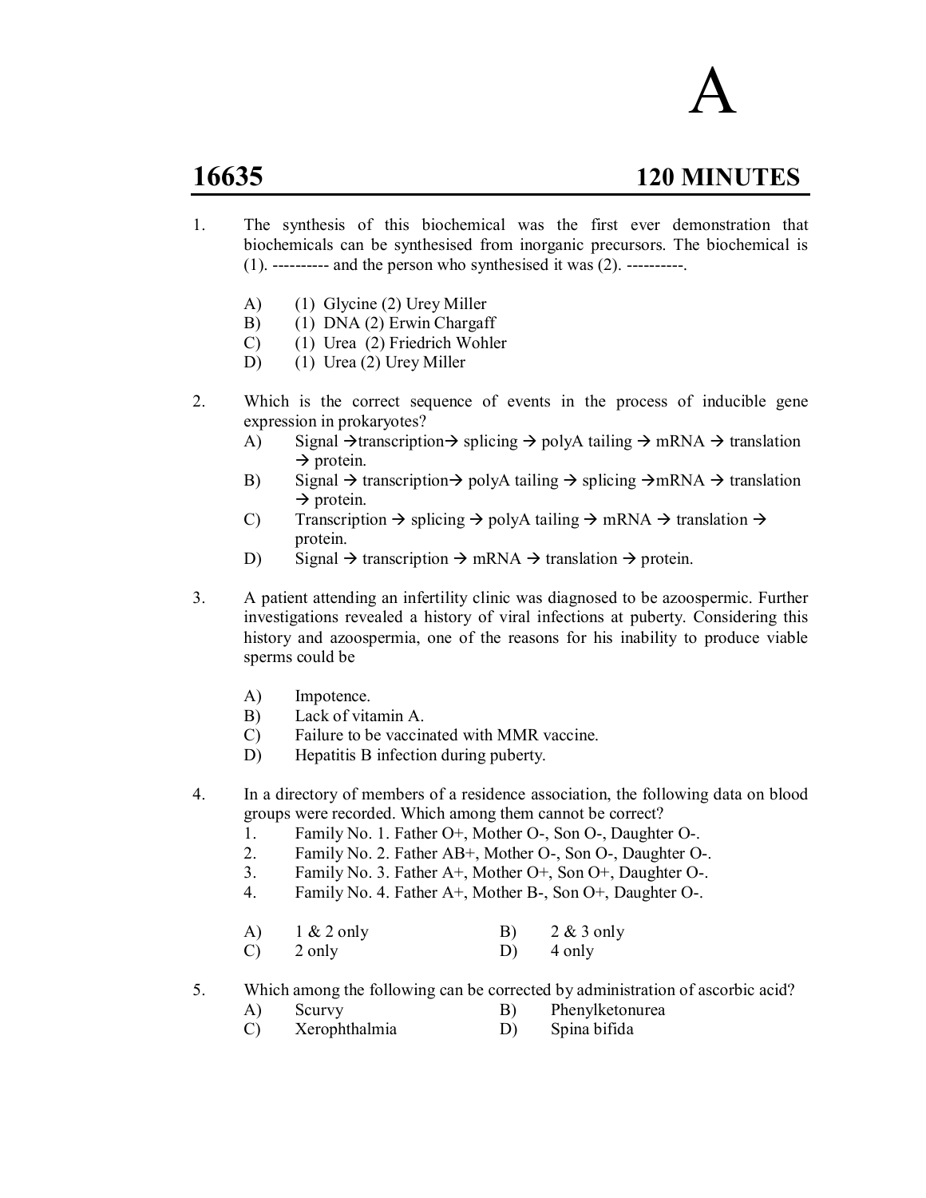# A

## 16635 120 MINUTES

1. The synthesis of this biochemical was the first ever demonstration that biochemicals can be synthesised from inorganic precursors. The biochemical is (1). ---------- and the person who synthesised it was (2). ----------.

   A) (1) Glycine (2) Urey Miller
   B) (1) DNA (2) Erwin Chargaff
   C) (1) Urea (2) Friedrich Wohler
   D) (1) Urea (2) Urey Miller

2. Which is the correct sequence of events in the process of inducible gene expression in prokaryotes?

   A) Signal → transcription → splicing → polyA tailing → mRNA → translation → protein.
   B) Signal → transcription → polyA tailing → splicing → mRNA → translation → protein.
   C) Transcription → splicing → polyA tailing → mRNA → translation → protein.
   D) Signal → transcription → mRNA → translation → protein.

3. A patient attending an infertility clinic was diagnosed to be azoospermic. Further investigations revealed a history of viral infections at puberty. Considering this history and azoospermia, one of the reasons for his inability to produce viable sperms could be

   A) Impotence.
   B) Lack of vitamin A.
   C) Failure to be vaccinated with MMR vaccine.
   D) Hepatitis B infection during puberty.

4. In a directory of members of a residence association, the following data on blood groups were recorded. Which among them cannot be correct?

   1. Family No. 1. Father O+, Mother O-, Son O-, Daughter O-.
   2. Family No. 2. Father AB+, Mother O-, Son O-, Daughter O-.
   3. Family No. 3. Father A+, Mother O+, Son O+, Daughter O-.
   4. Family No. 4. Father A+, Mother B-, Son O+, Daughter O-.

   A) 1 & 2 only
   B) 2 & 3 only
   C) 2 only
   D) 4 only

5. Which among the following can be corrected by administration of ascorbic acid?

   A) Scurvy
   B) Phenylketonurea
   C) Xerophthalmia
   D) Spina bifida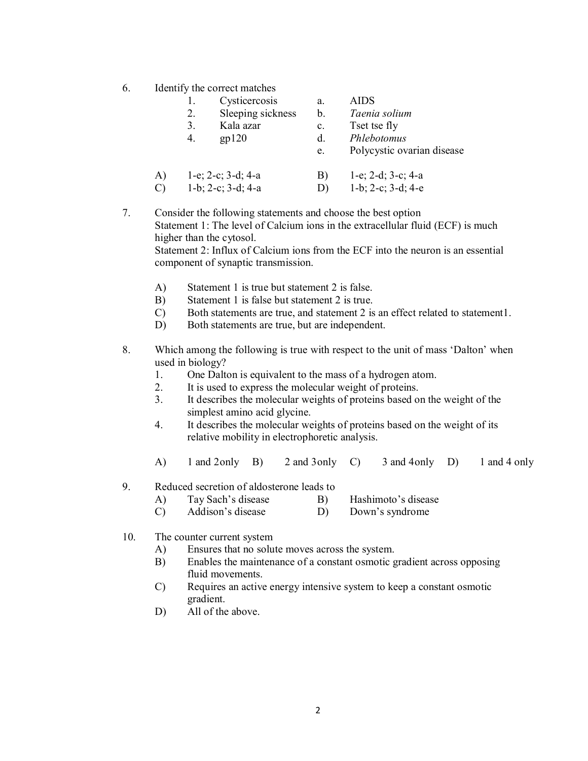6. Identify the correct matches

| | | | |
|---|---|---|---|
| 1. | Cysticercosis | a. | AIDS |
| 2. | Sleeping sickness | b. | *Taenia solium* |
| 3. | Kala azar | c. | Tset tse fly |
| 4. | gp120 | d. | *Phlebotomus* |
| | | e. | Polycystic ovarian disease |

A) 1-e; 2-c; 3-d; 4-a
B) 1-e; 2-d; 3-c; 4-a
C) 1-b; 2-c; 3-d; 4-a
D) 1-b; 2-c; 3-d; 4-e

7. Consider the following statements and choose the best option
Statement 1: The level of Calcium ions in the extracellular fluid (ECF) is much higher than the cytosol.
Statement 2: Influx of Calcium ions from the ECF into the neuron is an essential component of synaptic transmission.

A) Statement 1 is true but statement 2 is false.
B) Statement 1 is false but statement 2 is true.
C) Both statements are true, and statement 2 is an effect related to statement1.
D) Both statements are true, but are independent.

8. Which among the following is true with respect to the unit of mass 'Dalton' when used in biology?
1. One Dalton is equivalent to the mass of a hydrogen atom.
2. It is used to express the molecular weight of proteins.
3. It describes the molecular weights of proteins based on the weight of the simplest amino acid glycine.
4. It describes the molecular weights of proteins based on the weight of its relative mobility in electrophoretic analysis.

A) 1 and 2only B) 2 and 3only C) 3 and 4only D) 1 and 4 only

9. Reduced secretion of aldosterone leads to
A) Tay Sach's disease
B) Hashimoto's disease
C) Addison's disease
D) Down's syndrome

10. The counter current system
A) Ensures that no solute moves across the system.
B) Enables the maintenance of a constant osmotic gradient across opposing fluid movements.
C) Requires an active energy intensive system to keep a constant osmotic gradient.
D) All of the above.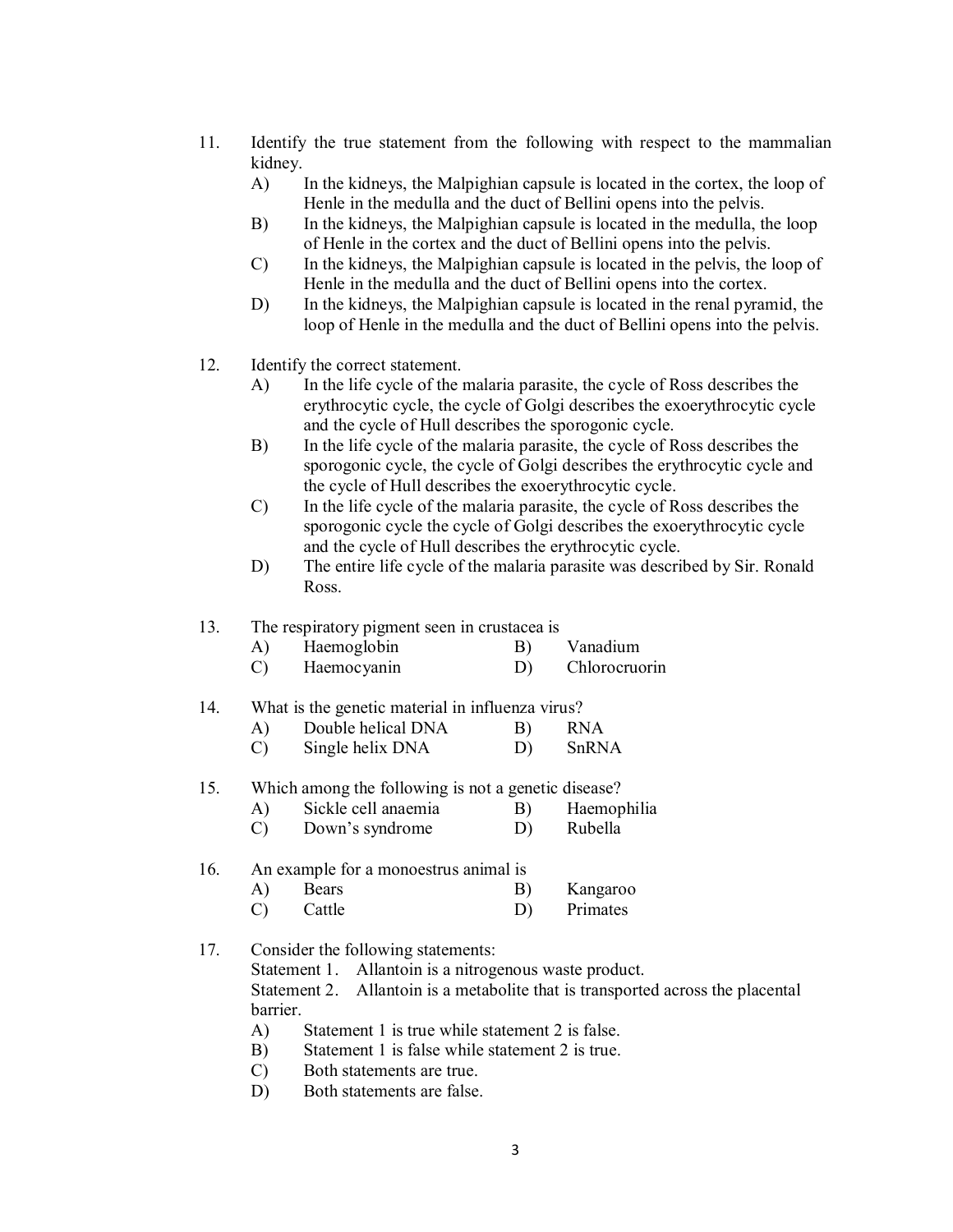11. Identify the true statement from the following with respect to the mammalian kidney.
    - A) In the kidneys, the Malpighian capsule is located in the cortex, the loop of Henle in the medulla and the duct of Bellini opens into the pelvis.
    - B) In the kidneys, the Malpighian capsule is located in the medulla, the loop of Henle in the cortex and the duct of Bellini opens into the pelvis.
    - C) In the kidneys, the Malpighian capsule is located in the pelvis, the loop of Henle in the medulla and the duct of Bellini opens into the cortex.
    - D) In the kidneys, the Malpighian capsule is located in the renal pyramid, the loop of Henle in the medulla and the duct of Bellini opens into the pelvis.

12. Identify the correct statement.
    - A) In the life cycle of the malaria parasite, the cycle of Ross describes the erythrocytic cycle, the cycle of Golgi describes the exoerythrocytic cycle and the cycle of Hull describes the sporogonic cycle.
    - B) In the life cycle of the malaria parasite, the cycle of Ross describes the sporogonic cycle, the cycle of Golgi describes the erythrocytic cycle and the cycle of Hull describes the exoerythrocytic cycle.
    - C) In the life cycle of the malaria parasite, the cycle of Ross describes the sporogonic cycle the cycle of Golgi describes the exoerythrocytic cycle and the cycle of Hull describes the erythrocytic cycle.
    - D) The entire life cycle of the malaria parasite was described by Sir. Ronald Ross.

13. The respiratory pigment seen in crustacea is
    - A) Haemoglobin
    - B) Vanadium
    - C) Haemocyanin
    - D) Chlorocruorin

14. What is the genetic material in influenza virus?
    - A) Double helical DNA
    - B) RNA
    - C) Single helix DNA
    - D) SnRNA

15. Which among the following is not a genetic disease?
    - A) Sickle cell anaemia
    - B) Haemophilia
    - C) Down's syndrome
    - D) Rubella

16. An example for a monoestrus animal is
    - A) Bears
    - B) Kangaroo
    - C) Cattle
    - D) Primates

17. Consider the following statements:

    Statement 1. Allantoin is a nitrogenous waste product.

    Statement 2. Allantoin is a metabolite that is transported across the placental barrier.
    - A) Statement 1 is true while statement 2 is false.
    - B) Statement 1 is false while statement 2 is true.
    - C) Both statements are true.
    - D) Both statements are false.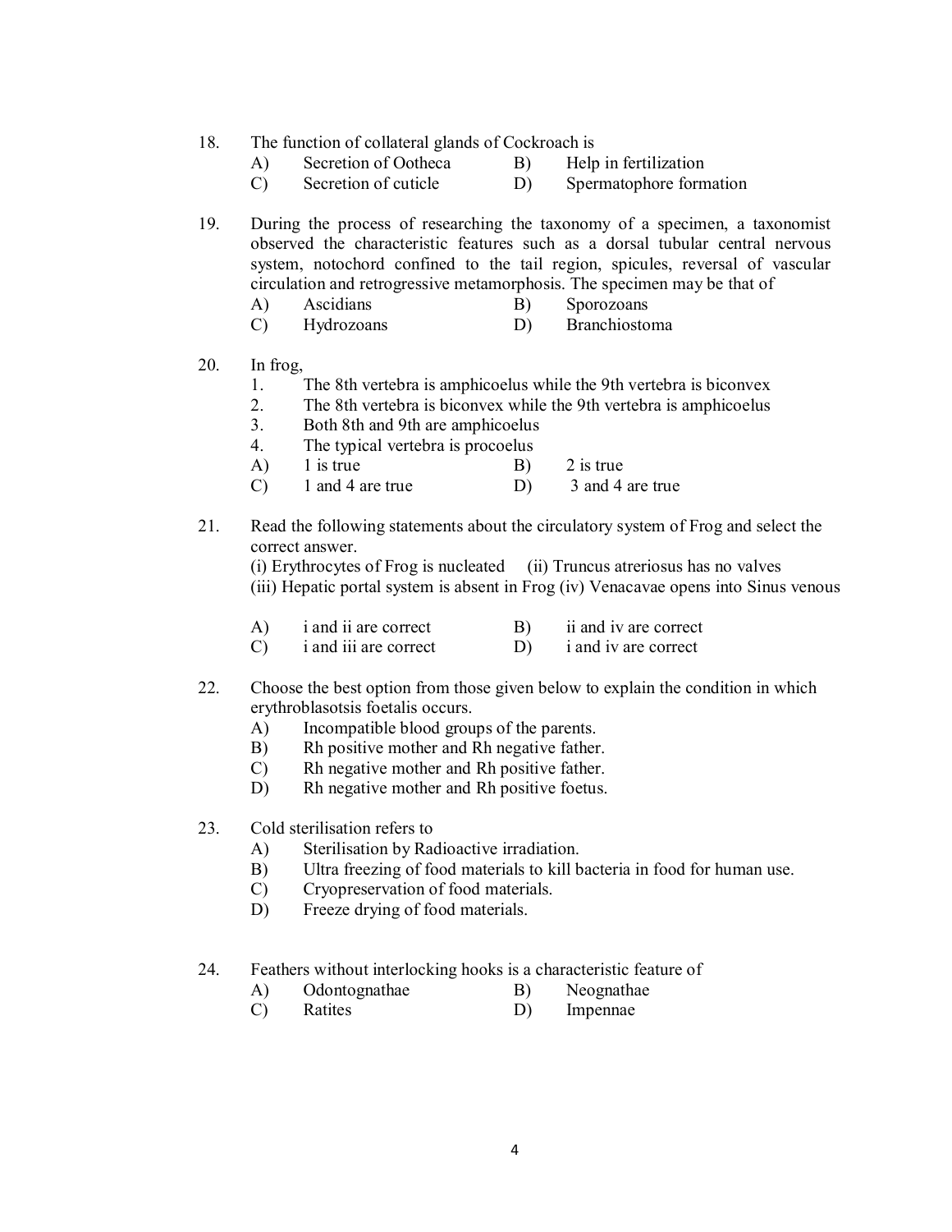18. The function of collateral glands of Cockroach is
    - A) Secretion of Ootheca
    - B) Help in fertilization
    - C) Secretion of cuticle
    - D) Spermatophore formation

19. During the process of researching the taxonomy of a specimen, a taxonomist observed the characteristic features such as a dorsal tubular central nervous system, notochord confined to the tail region, spicules, reversal of vascular circulation and retrogressive metamorphosis. The specimen may be that of
    - A) Ascidians
    - B) Sporozoans
    - C) Hydrozoans
    - D) Branchiostoma

20. In frog,
    1. The 8th vertebra is amphicoelus while the 9th vertebra is biconvex
    2. The 8th vertebra is biconvex while the 9th vertebra is amphicoelus
    3. Both 8th and 9th are amphicoelus
    4. The typical vertebra is procoelus
    - A) 1 is true
    - B) 2 is true
    - C) 1 and 4 are true
    - D) 3 and 4 are true

21. Read the following statements about the circulatory system of Frog and select the correct answer.
    (i) Erythrocytes of Frog is nucleated (ii) Truncus atreriosus has no valves
    (iii) Hepatic portal system is absent in Frog (iv) Venacavae opens into Sinus venous
    - A) i and ii are correct
    - B) ii and iv are correct
    - C) i and iii are correct
    - D) i and iv are correct

22. Choose the best option from those given below to explain the condition in which erythroblasotsis foetalis occurs.
    - A) Incompatible blood groups of the parents.
    - B) Rh positive mother and Rh negative father.
    - C) Rh negative mother and Rh positive father.
    - D) Rh negative mother and Rh positive foetus.

23. Cold sterilisation refers to
    - A) Sterilisation by Radioactive irradiation.
    - B) Ultra freezing of food materials to kill bacteria in food for human use.
    - C) Cryopreservation of food materials.
    - D) Freeze drying of food materials.

24. Feathers without interlocking hooks is a characteristic feature of
    - A) Odontognathae
    - B) Neognathae
    - C) Ratites
    - D) Impennae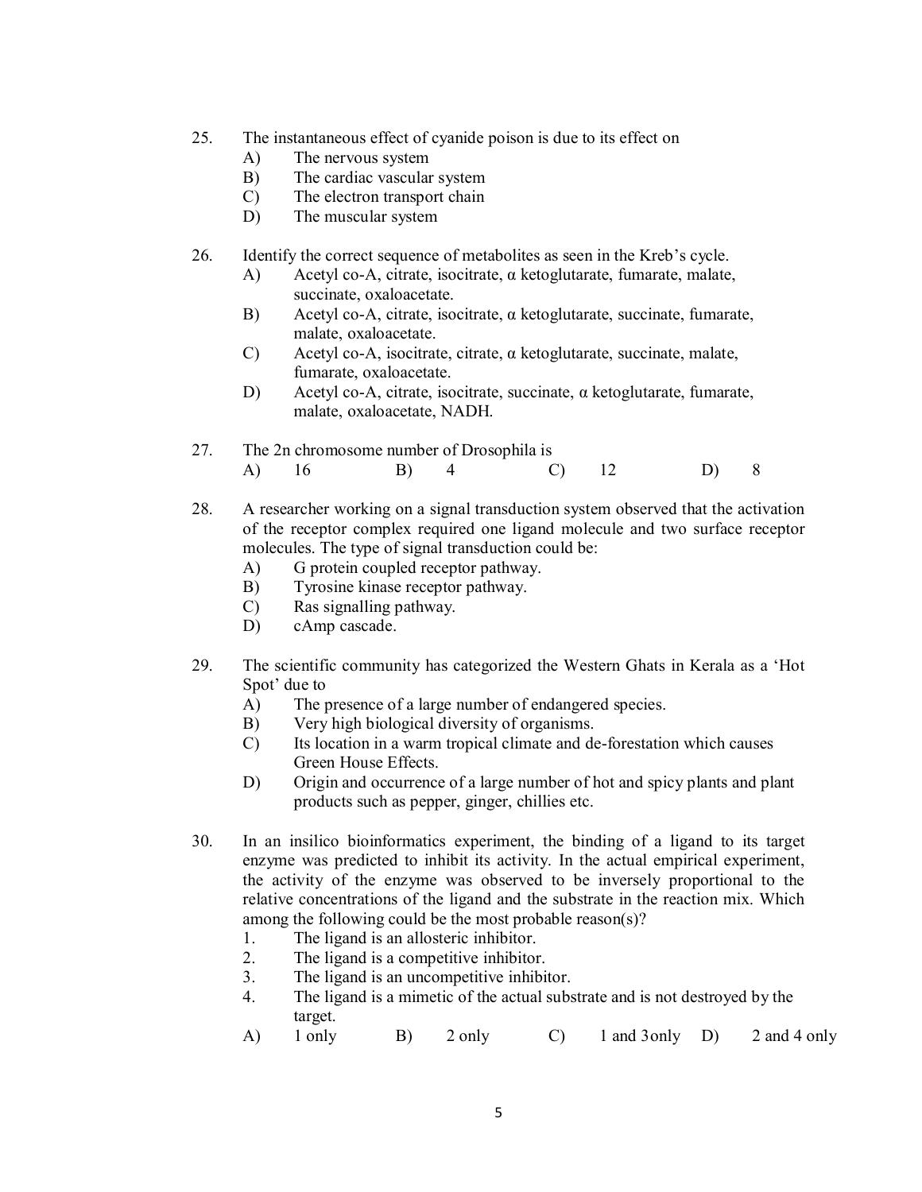25. The instantaneous effect of cyanide poison is due to its effect on
    - A) The nervous system
    - B) The cardiac vascular system
    - C) The electron transport chain
    - D) The muscular system

26. Identify the correct sequence of metabolites as seen in the Kreb's cycle.
    - A) Acetyl co-A, citrate, isocitrate, α ketoglutarate, fumarate, malate, succinate, oxaloacetate.
    - B) Acetyl co-A, citrate, isocitrate, α ketoglutarate, succinate, fumarate, malate, oxaloacetate.
    - C) Acetyl co-A, isocitrate, citrate, α ketoglutarate, succinate, malate, fumarate, oxaloacetate.
    - D) Acetyl co-A, citrate, isocitrate, succinate, α ketoglutarate, fumarate, malate, oxaloacetate, NADH.

27. The 2n chromosome number of Drosophila is
    - A) 16
    - B) 4
    - C) 12
    - D) 8

28. A researcher working on a signal transduction system observed that the activation of the receptor complex required one ligand molecule and two surface receptor molecules. The type of signal transduction could be:
    - A) G protein coupled receptor pathway.
    - B) Tyrosine kinase receptor pathway.
    - C) Ras signalling pathway.
    - D) cAmp cascade.

29. The scientific community has categorized the Western Ghats in Kerala as a 'Hot Spot' due to
    - A) The presence of a large number of endangered species.
    - B) Very high biological diversity of organisms.
    - C) Its location in a warm tropical climate and de-forestation which causes Green House Effects.
    - D) Origin and occurrence of a large number of hot and spicy plants and plant products such as pepper, ginger, chillies etc.

30. In an insilico bioinformatics experiment, the binding of a ligand to its target enzyme was predicted to inhibit its activity. In the actual empirical experiment, the activity of the enzyme was observed to be inversely proportional to the relative concentrations of the ligand and the substrate in the reaction mix. Which among the following could be the most probable reason(s)?
    1. The ligand is an allosteric inhibitor.
    2. The ligand is a competitive inhibitor.
    3. The ligand is an uncompetitive inhibitor.
    4. The ligand is a mimetic of the actual substrate and is not destroyed by the target.

    - A) 1 only
    - B) 2 only
    - C) 1 and 3only
    - D) 2 and 4 only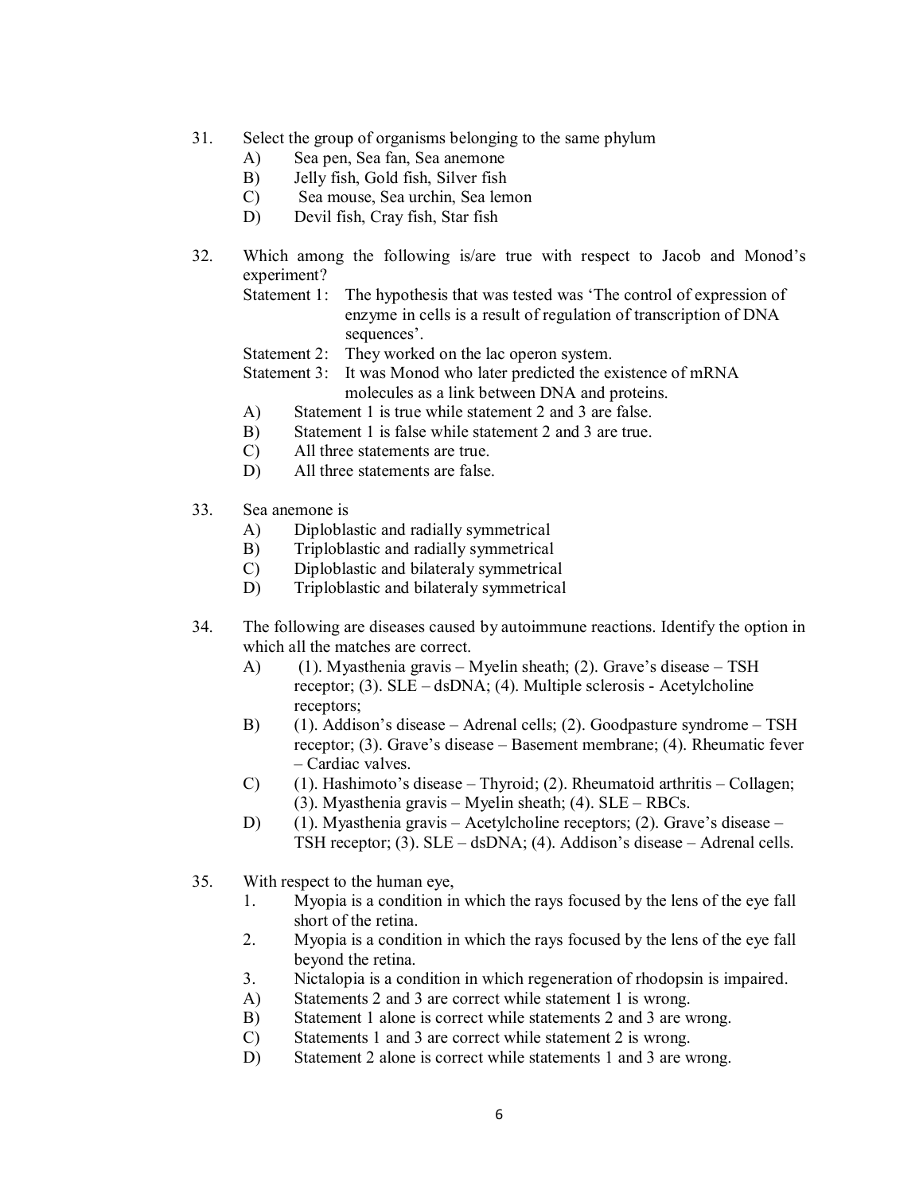31. Select the group of organisms belonging to the same phylum
    A) Sea pen, Sea fan, Sea anemone
    B) Jelly fish, Gold fish, Silver fish
    C) Sea mouse, Sea urchin, Sea lemon
    D) Devil fish, Cray fish, Star fish

32. Which among the following is/are true with respect to Jacob and Monod's experiment?
    Statement 1: The hypothesis that was tested was 'The control of expression of enzyme in cells is a result of regulation of transcription of DNA sequences'.
    Statement 2: They worked on the lac operon system.
    Statement 3: It was Monod who later predicted the existence of mRNA molecules as a link between DNA and proteins.
    A) Statement 1 is true while statement 2 and 3 are false.
    B) Statement 1 is false while statement 2 and 3 are true.
    C) All three statements are true.
    D) All three statements are false.

33. Sea anemone is
    A) Diploblastic and radially symmetrical
    B) Triploblastic and radially symmetrical
    C) Diploblastic and bilateraly symmetrical
    D) Triploblastic and bilateraly symmetrical

34. The following are diseases caused by autoimmune reactions. Identify the option in which all the matches are correct.
    A) (1). Myasthenia gravis – Myelin sheath; (2). Grave's disease – TSH receptor; (3). SLE – dsDNA; (4). Multiple sclerosis - Acetylcholine receptors;
    B) (1). Addison's disease – Adrenal cells; (2). Goodpasture syndrome – TSH receptor; (3). Grave's disease – Basement membrane; (4). Rheumatic fever – Cardiac valves.
    C) (1). Hashimoto's disease – Thyroid; (2). Rheumatoid arthritis – Collagen; (3). Myasthenia gravis – Myelin sheath; (4). SLE – RBCs.
    D) (1). Myasthenia gravis – Acetylcholine receptors; (2). Grave's disease – TSH receptor; (3). SLE – dsDNA; (4). Addison's disease – Adrenal cells.

35. With respect to the human eye,
    1. Myopia is a condition in which the rays focused by the lens of the eye fall short of the retina.
    2. Myopia is a condition in which the rays focused by the lens of the eye fall beyond the retina.
    3. Nictalopia is a condition in which regeneration of rhodopsin is impaired.
    A) Statements 2 and 3 are correct while statement 1 is wrong.
    B) Statement 1 alone is correct while statements 2 and 3 are wrong.
    C) Statements 1 and 3 are correct while statement 2 is wrong.
    D) Statement 2 alone is correct while statements 1 and 3 are wrong.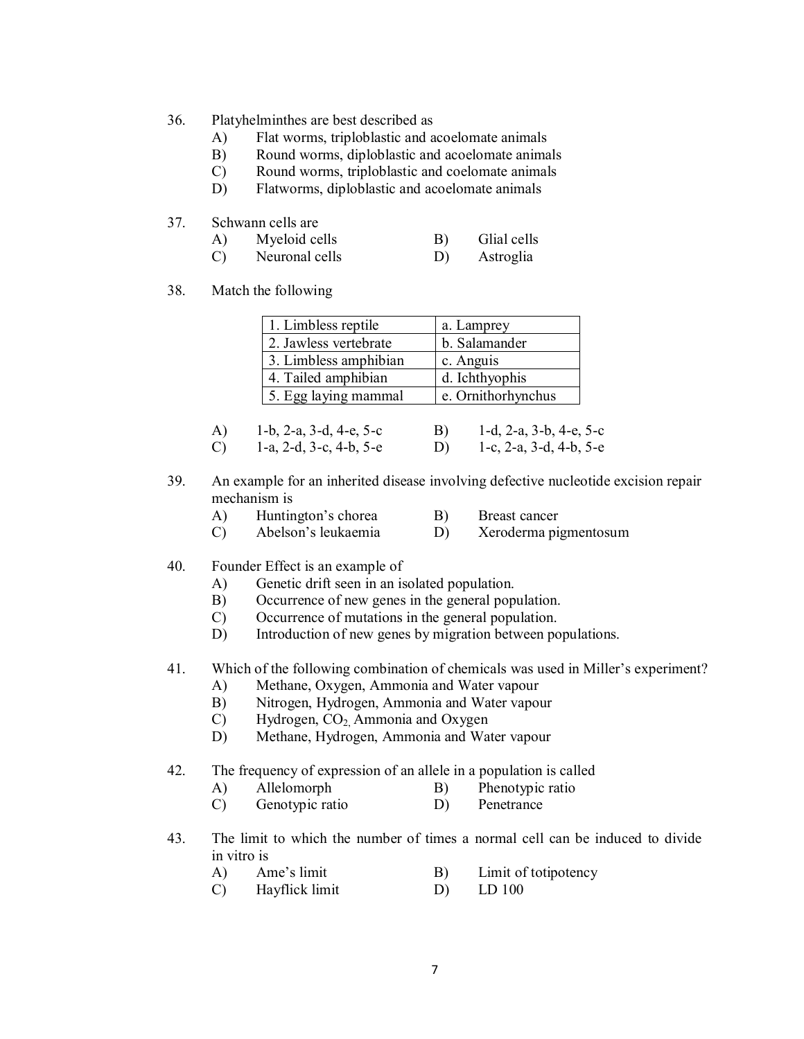36. Platyhelminthes are best described as
    - A) Flat worms, triploblastic and acoelomate animals
    - B) Round worms, diploblastic and acoelomate animals
    - C) Round worms, triploblastic and coelomate animals
    - D) Flatworms, diploblastic and acoelomate animals

37. Schwann cells are
    - A) Myeloid cells
    - B) Glial cells
    - C) Neuronal cells
    - D) Astroglia

38. Match the following

| 1. Limbless reptile | a. Lamprey |
|---|---|
| 2. Jawless vertebrate | b. Salamander |
| 3. Limbless amphibian | c. Anguis |
| 4. Tailed amphibian | d. Ichthyophis |
| 5. Egg laying mammal | e. Ornithorhynchus |

    - A) 1-b, 2-a, 3-d, 4-e, 5-c
    - B) 1-d, 2-a, 3-b, 4-e, 5-c
    - C) 1-a, 2-d, 3-c, 4-b, 5-e
    - D) 1-c, 2-a, 3-d, 4-b, 5-e

39. An example for an inherited disease involving defective nucleotide excision repair mechanism is
    - A) Huntington's chorea
    - B) Breast cancer
    - C) Abelson's leukaemia
    - D) Xeroderma pigmentosum

40. Founder Effect is an example of
    - A) Genetic drift seen in an isolated population.
    - B) Occurrence of new genes in the general population.
    - C) Occurrence of mutations in the general population.
    - D) Introduction of new genes by migration between populations.

41. Which of the following combination of chemicals was used in Miller's experiment?
    - A) Methane, Oxygen, Ammonia and Water vapour
    - B) Nitrogen, Hydrogen, Ammonia and Water vapour
    - C) Hydrogen, $CO_2$, Ammonia and Oxygen
    - D) Methane, Hydrogen, Ammonia and Water vapour

42. The frequency of expression of an allele in a population is called
    - A) Allelomorph
    - B) Phenotypic ratio
    - C) Genotypic ratio
    - D) Penetrance

43. The limit to which the number of times a normal cell can be induced to divide in vitro is
    - A) Ame's limit
    - B) Limit of totipotency
    - C) Hayflick limit
    - D) LD 100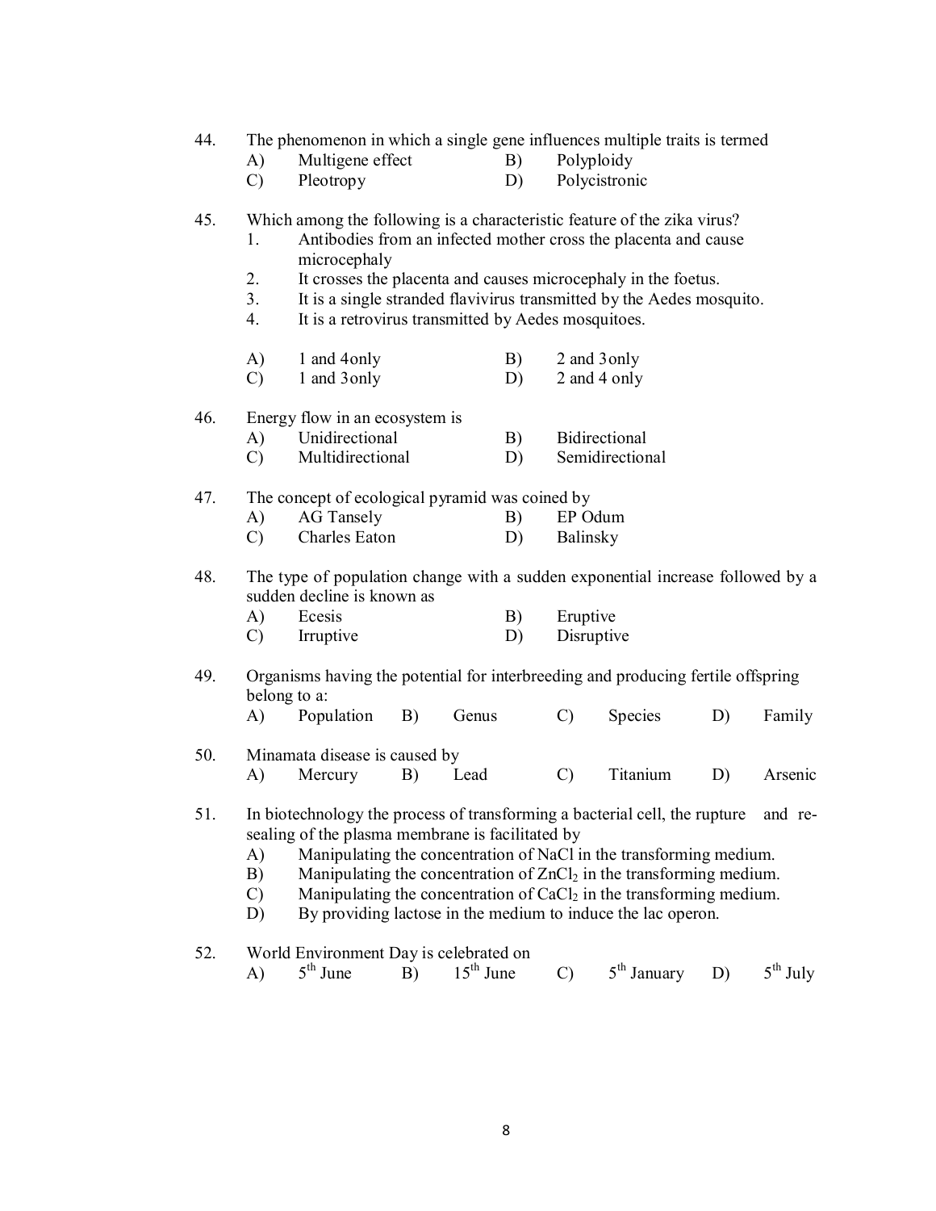44. The phenomenon in which a single gene influences multiple traits is termed

   A) Multigene effect
   B) Polyploidy
   C) Pleotropy
   D) Polycistronic

45. Which among the following is a characteristic feature of the zika virus?

   1. Antibodies from an infected mother cross the placenta and cause microcephaly
   2. It crosses the placenta and causes microcephaly in the foetus.
   3. It is a single stranded flavivirus transmitted by the Aedes mosquito.
   4. It is a retrovirus transmitted by Aedes mosquitoes.

   A) 1 and 4only
   B) 2 and 3only
   C) 1 and 3only
   D) 2 and 4 only

46. Energy flow in an ecosystem is

   A) Unidirectional
   B) Bidirectional
   C) Multidirectional
   D) Semidirectional

47. The concept of ecological pyramid was coined by

   A) AG Tansely
   B) EP Odum
   C) Charles Eaton
   D) Balinsky

48. The type of population change with a sudden exponential increase followed by a sudden decline is known as

   A) Ecesis
   B) Eruptive
   C) Irruptive
   D) Disruptive

49. Organisms having the potential for interbreeding and producing fertile offspring belong to a:

   A) Population
   B) Genus
   C) Species
   D) Family

50. Minamata disease is caused by

   A) Mercury
   B) Lead
   C) Titanium
   D) Arsenic

51. In biotechnology the process of transforming a bacterial cell, the rupture and re-sealing of the plasma membrane is facilitated by

   A) Manipulating the concentration of NaCl in the transforming medium.
   B) Manipulating the concentration of $ZnCl_2$ in the transforming medium.
   C) Manipulating the concentration of $CaCl_2$ in the transforming medium.
   D) By providing lactose in the medium to induce the lac operon.

52. World Environment Day is celebrated on

   A) $5^{th}$ June
   B) $15^{th}$ June
   C) $5^{th}$ January
   D) $5^{th}$ July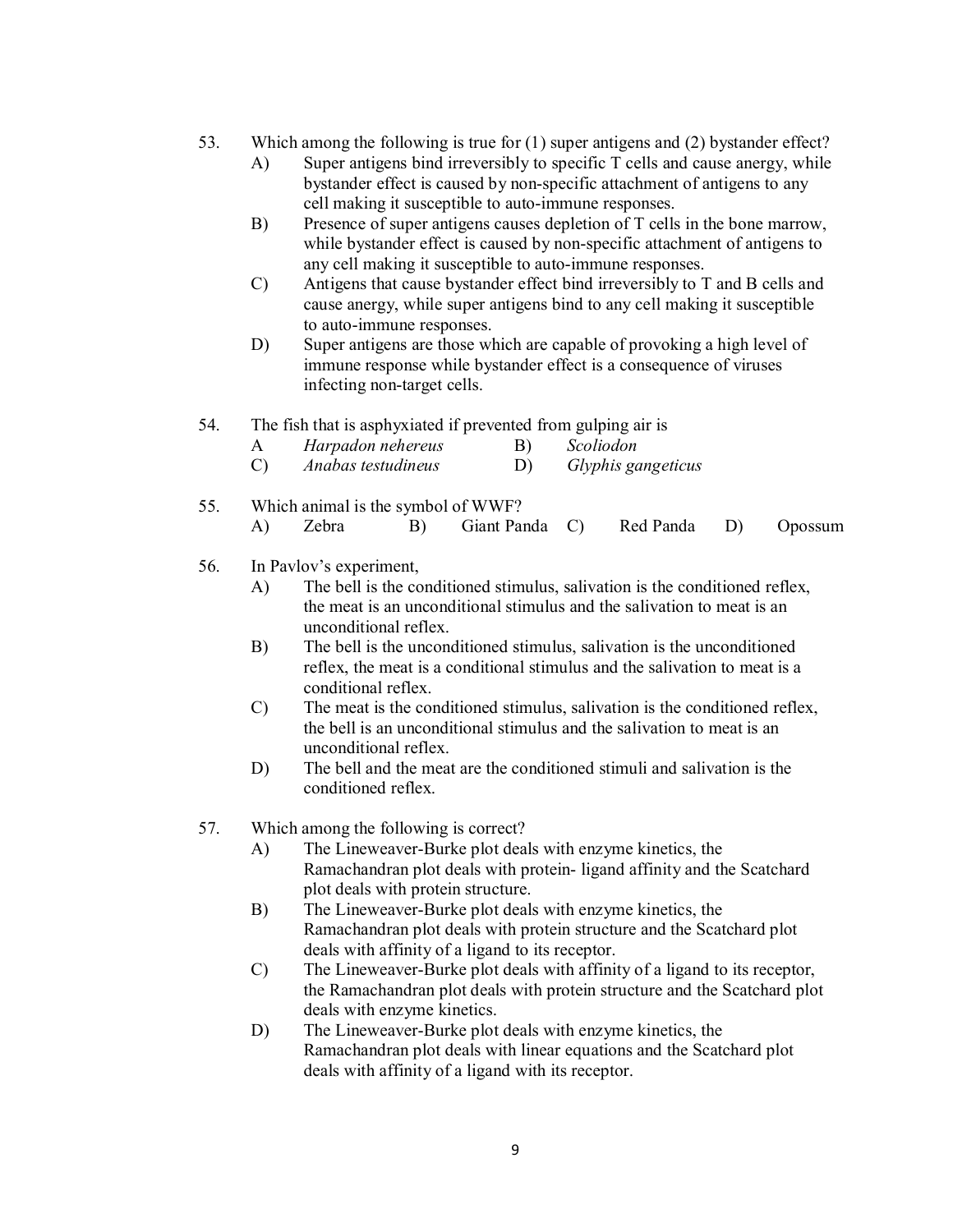53. Which among the following is true for (1) super antigens and (2) bystander effect?

   A) Super antigens bind irreversibly to specific T cells and cause anergy, while bystander effect is caused by non-specific attachment of antigens to any cell making it susceptible to auto-immune responses.

   B) Presence of super antigens causes depletion of T cells in the bone marrow, while bystander effect is caused by non-specific attachment of antigens to any cell making it susceptible to auto-immune responses.

   C) Antigens that cause bystander effect bind irreversibly to T and B cells and cause anergy, while super antigens bind to any cell making it susceptible to auto-immune responses.

   D) Super antigens are those which are capable of provoking a high level of immune response while bystander effect is a consequence of viruses infecting non-target cells.

54. The fish that is asphyxiated if prevented from gulping air is

   A *Harpadon nehereus* B) *Scoliodon*

   C) *Anabas testudineus* D) *Glyphis gangeticus*

55. Which animal is the symbol of WWF?

   A) Zebra B) Giant Panda C) Red Panda D) Opossum

56. In Pavlov's experiment,

   A) The bell is the conditioned stimulus, salivation is the conditioned reflex, the meat is an unconditional stimulus and the salivation to meat is an unconditional reflex.

   B) The bell is the unconditioned stimulus, salivation is the unconditioned reflex, the meat is a conditional stimulus and the salivation to meat is a conditional reflex.

   C) The meat is the conditioned stimulus, salivation is the conditioned reflex, the bell is an unconditional stimulus and the salivation to meat is an unconditional reflex.

   D) The bell and the meat are the conditioned stimuli and salivation is the conditioned reflex.

57. Which among the following is correct?

   A) The Lineweaver-Burke plot deals with enzyme kinetics, the Ramachandran plot deals with protein- ligand affinity and the Scatchard plot deals with protein structure.

   B) The Lineweaver-Burke plot deals with enzyme kinetics, the Ramachandran plot deals with protein structure and the Scatchard plot deals with affinity of a ligand to its receptor.

   C) The Lineweaver-Burke plot deals with affinity of a ligand to its receptor, the Ramachandran plot deals with protein structure and the Scatchard plot deals with enzyme kinetics.

   D) The Lineweaver-Burke plot deals with enzyme kinetics, the Ramachandran plot deals with linear equations and the Scatchard plot deals with affinity of a ligand with its receptor.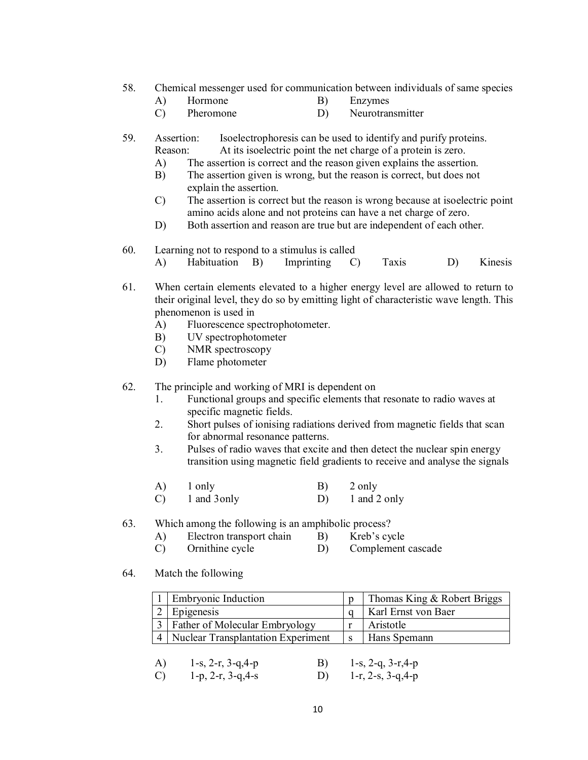58. Chemical messenger used for communication between individuals of same species
    - A) Hormone
    - B) Enzymes
    - C) Pheromone
    - D) Neurotransmitter

59. Assertion: Isoelectrophoresis can be used to identify and purify proteins.
    Reason: At its isoelectric point the net charge of a protein is zero.
    - A) The assertion is correct and the reason given explains the assertion.
    - B) The assertion given is wrong, but the reason is correct, but does not explain the assertion.
    - C) The assertion is correct but the reason is wrong because at isoelectric point amino acids alone and not proteins can have a net charge of zero.
    - D) Both assertion and reason are true but are independent of each other.

60. Learning not to respond to a stimulus is called
    - A) Habituation
    - B) Imprinting
    - C) Taxis
    - D) Kinesis

61. When certain elements elevated to a higher energy level are allowed to return to their original level, they do so by emitting light of characteristic wave length. This phenomenon is used in
    - A) Fluorescence spectrophotometer.
    - B) UV spectrophotometer
    - C) NMR spectroscopy
    - D) Flame photometer

62. The principle and working of MRI is dependent on
    1. Functional groups and specific elements that resonate to radio waves at specific magnetic fields.
    2. Short pulses of ionising radiations derived from magnetic fields that scan for abnormal resonance patterns.
    3. Pulses of radio waves that excite and then detect the nuclear spin energy transition using magnetic field gradients to receive and analyse the signals

    - A) 1 only
    - B) 2 only
    - C) 1 and 3only
    - D) 1 and 2 only

63. Which among the following is an amphibolic process?
    - A) Electron transport chain
    - B) Kreb's cycle
    - C) Ornithine cycle
    - D) Complement cascade

64. Match the following

| | | | |
|---|---|---|---|
| 1 | Embryonic Induction | p | Thomas King & Robert Briggs |
| 2 | Epigenesis | q | Karl Ernst von Baer |
| 3 | Father of Molecular Embryology | r | Aristotle |
| 4 | Nuclear Transplantation Experiment | s | Hans Spemann |

- A) 1-s, 2-r, 3-q,4-p
- B) 1-s, 2-q, 3-r,4-p
- C) 1-p, 2-r, 3-q,4-s
- D) 1-r, 2-s, 3-q,4-p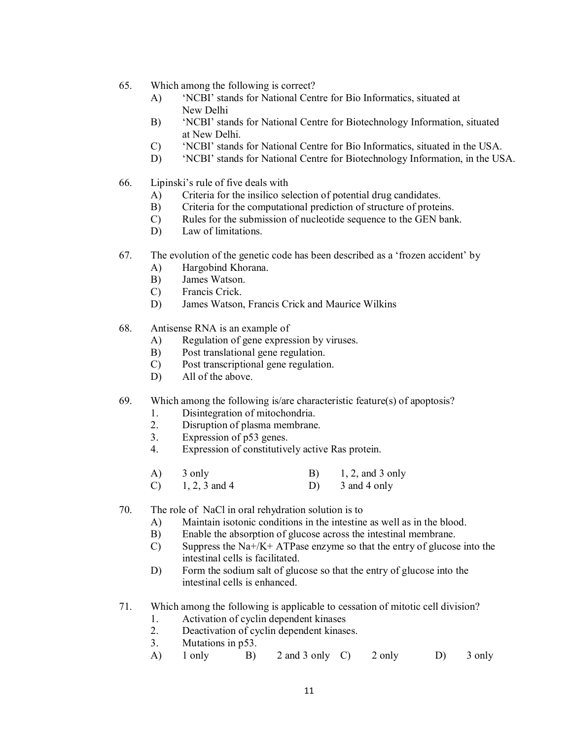65. Which among the following is correct?
    - A) 'NCBI' stands for National Centre for Bio Informatics, situated at New Delhi
    - B) 'NCBI' stands for National Centre for Biotechnology Information, situated at New Delhi.
    - C) 'NCBI' stands for National Centre for Bio Informatics, situated in the USA.
    - D) 'NCBI' stands for National Centre for Biotechnology Information, in the USA.

66. Lipinski's rule of five deals with
    - A) Criteria for the insilico selection of potential drug candidates.
    - B) Criteria for the computational prediction of structure of proteins.
    - C) Rules for the submission of nucleotide sequence to the GEN bank.
    - D) Law of limitations.

67. The evolution of the genetic code has been described as a 'frozen accident' by
    - A) Hargobind Khorana.
    - B) James Watson.
    - C) Francis Crick.
    - D) James Watson, Francis Crick and Maurice Wilkins

68. Antisense RNA is an example of
    - A) Regulation of gene expression by viruses.
    - B) Post translational gene regulation.
    - C) Post transcriptional gene regulation.
    - D) All of the above.

69. Which among the following is/are characteristic feature(s) of apoptosis?
    1. Disintegration of mitochondria.
    2. Disruption of plasma membrane.
    3. Expression of p53 genes.
    4. Expression of constitutively active Ras protein.

    - A) 3 only
    - B) 1, 2, and 3 only
    - C) 1, 2, 3 and 4
    - D) 3 and 4 only

70. The role of NaCl in oral rehydration solution is to
    - A) Maintain isotonic conditions in the intestine as well as in the blood.
    - B) Enable the absorption of glucose across the intestinal membrane.
    - C) Suppress the $Na^+/K^+$ ATPase enzyme so that the entry of glucose into the intestinal cells is facilitated.
    - D) Form the sodium salt of glucose so that the entry of glucose into the intestinal cells is enhanced.

71. Which among the following is applicable to cessation of mitotic cell division?
    1. Activation of cyclin dependent kinases
    2. Deactivation of cyclin dependent kinases.
    3. Mutations in p53.

    - A) 1 only
    - B) 2 and 3 only
    - C) 2 only
    - D) 3 only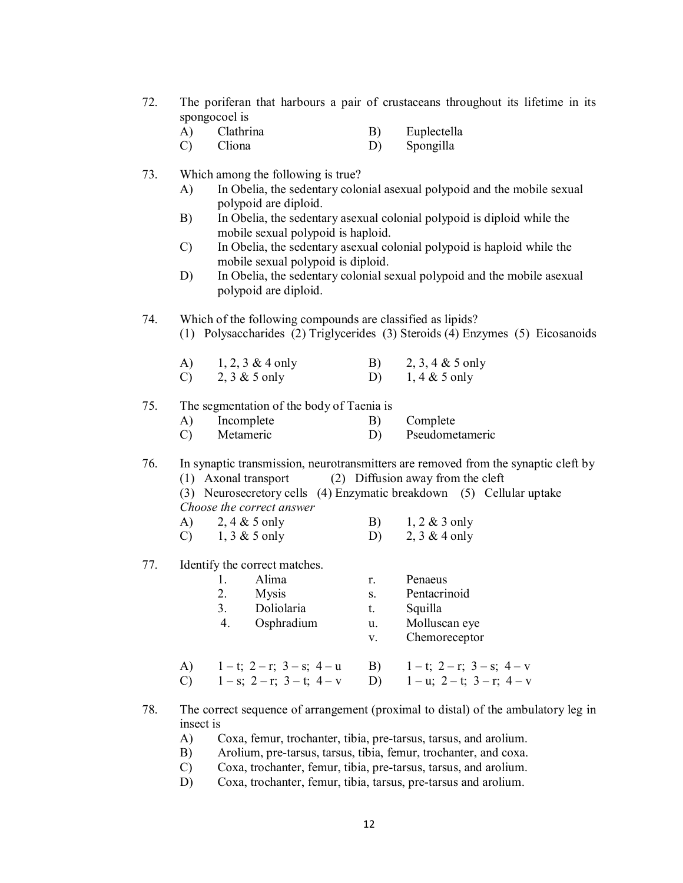72. The poriferan that harbours a pair of crustaceans throughout its lifetime in its spongocoel is

    A) Clathrina B) Euplectella
    C) Cliona D) Spongilla

73. Which among the following is true?

    A) In Obelia, the sedentary colonial asexual polypoid and the mobile sexual polypoid are diploid.
    B) In Obelia, the sedentary asexual colonial polypoid is diploid while the mobile sexual polypoid is haploid.
    C) In Obelia, the sedentary asexual colonial polypoid is haploid while the mobile sexual polypoid is diploid.
    D) In Obelia, the sedentary colonial sexual polypoid and the mobile asexual polypoid are diploid.

74. Which of the following compounds are classified as lipids?
    (1) Polysaccharides (2) Triglycerides (3) Steroids (4) Enzymes (5) Eicosanoids

    A) 1, 2, 3 & 4 only B) 2, 3, 4 & 5 only
    C) 2, 3 & 5 only D) 1, 4 & 5 only

75. The segmentation of the body of Taenia is

    A) Incomplete B) Complete
    C) Metameric D) Pseudometameric

76. In synaptic transmission, neurotransmitters are removed from the synaptic cleft by
    (1) Axonal transport (2) Diffusion away from the cleft
    (3) Neurosecretory cells (4) Enzymatic breakdown (5) Cellular uptake
    *Choose the correct answer*

    A) 2, 4 & 5 only B) 1, 2 & 3 only
    C) 1, 3 & 5 only D) 2, 3 & 4 only

77. Identify the correct matches.

    | | | | |
    |---|---|---|---|
    | 1. | Alima | r. | Penaeus |
    | 2. | Mysis | s. | Pentacrinoid |
    | 3. | Doliolaria | t. | Squilla |
    | 4. | Osphradium | u. | Molluscan eye |
    | | | v. | Chemoreceptor |

    A) 1 – t; 2 – r; 3 – s; 4 – u B) 1 – t; 2 – r; 3 – s; 4 – v
    C) 1 – s; 2 – r; 3 – t; 4 – v D) 1 – u; 2 – t; 3 – r; 4 – v

78. The correct sequence of arrangement (proximal to distal) of the ambulatory leg in insect is

    A) Coxa, femur, trochanter, tibia, pre-tarsus, tarsus, and arolium.
    B) Arolium, pre-tarsus, tarsus, tibia, femur, trochanter, and coxa.
    C) Coxa, trochanter, femur, tibia, pre-tarsus, tarsus, and arolium.
    D) Coxa, trochanter, femur, tibia, tarsus, pre-tarsus and arolium.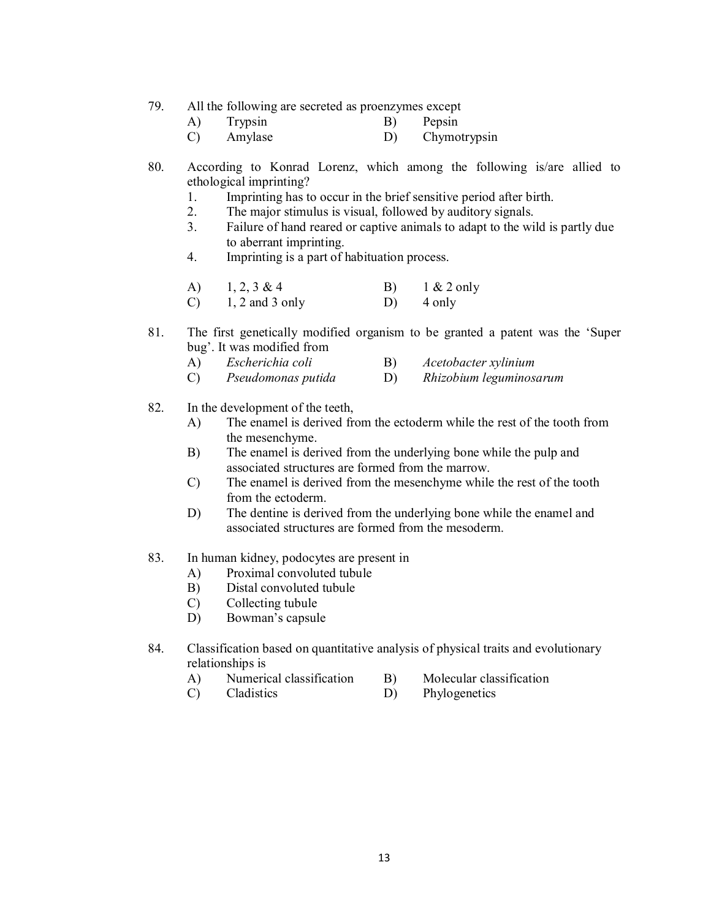79. All the following are secreted as proenzymes except

    A) Trypsin
    B) Pepsin
    C) Amylase
    D) Chymotrypsin

80. According to Konrad Lorenz, which among the following is/are allied to ethological imprinting?

    1. Imprinting has to occur in the brief sensitive period after birth.
    2. The major stimulus is visual, followed by auditory signals.
    3. Failure of hand reared or captive animals to adapt to the wild is partly due to aberrant imprinting.
    4. Imprinting is a part of habituation process.

    A) 1, 2, 3 & 4
    B) 1 & 2 only
    C) 1, 2 and 3 only
    D) 4 only

81. The first genetically modified organism to be granted a patent was the 'Super bug'. It was modified from

    A) *Escherichia coli*
    B) *Acetobacter xylinium*
    C) *Pseudomonas putida*
    D) *Rhizobium leguminosarum*

82. In the development of the teeth,

    A) The enamel is derived from the ectoderm while the rest of the tooth from the mesenchyme.
    B) The enamel is derived from the underlying bone while the pulp and associated structures are formed from the marrow.
    C) The enamel is derived from the mesenchyme while the rest of the tooth from the ectoderm.
    D) The dentine is derived from the underlying bone while the enamel and associated structures are formed from the mesoderm.

83. In human kidney, podocytes are present in

    A) Proximal convoluted tubule
    B) Distal convoluted tubule
    C) Collecting tubule
    D) Bowman's capsule

84. Classification based on quantitative analysis of physical traits and evolutionary relationships is

    A) Numerical classification
    B) Molecular classification
    C) Cladistics
    D) Phylogenetics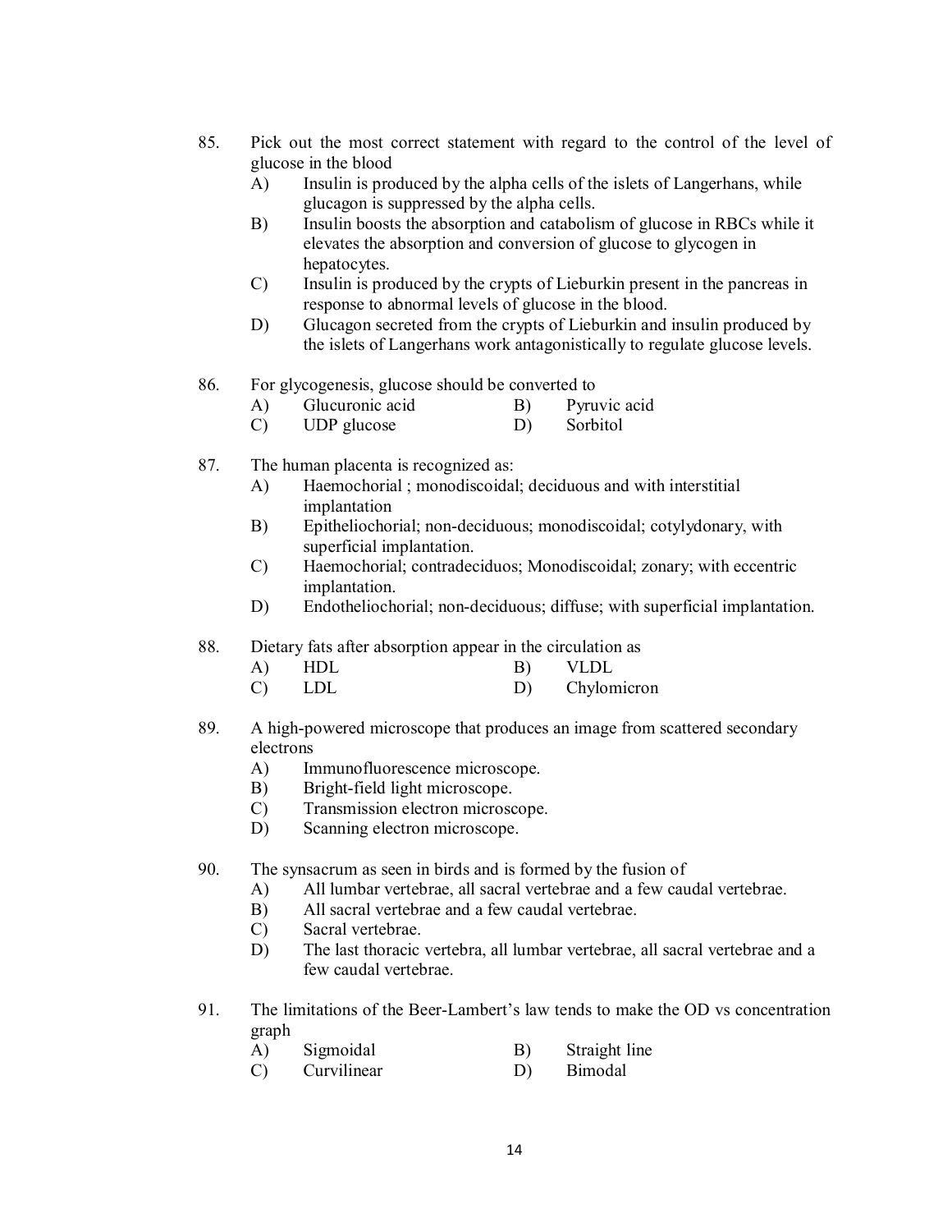85. Pick out the most correct statement with regard to the control of the level of glucose in the blood
   - A) Insulin is produced by the alpha cells of the islets of Langerhans, while glucagon is suppressed by the alpha cells.
   - B) Insulin boosts the absorption and catabolism of glucose in RBCs while it elevates the absorption and conversion of glucose to glycogen in hepatocytes.
   - C) Insulin is produced by the crypts of Lieburkin present in the pancreas in response to abnormal levels of glucose in the blood.
   - D) Glucagon secreted from the crypts of Lieburkin and insulin produced by the islets of Langerhans work antagonistically to regulate glucose levels.

86. For glycogenesis, glucose should be converted to
   - A) Glucuronic acid
   - B) Pyruvic acid
   - C) UDP glucose
   - D) Sorbitol

87. The human placenta is recognized as:
   - A) Haemochorial ; monodiscoidal; deciduous and with interstitial implantation
   - B) Epitheliochorial; non-deciduous; monodiscoidal; cotylydonary, with superficial implantation.
   - C) Haemochorial; contradeciduos; Monodiscoidal; zonary; with eccentric implantation.
   - D) Endotheliochorial; non-deciduous; diffuse; with superficial implantation.

88. Dietary fats after absorption appear in the circulation as
   - A) HDL
   - B) VLDL
   - C) LDL
   - D) Chylomicron

89. A high-powered microscope that produces an image from scattered secondary electrons
   - A) Immunofluorescence microscope.
   - B) Bright-field light microscope.
   - C) Transmission electron microscope.
   - D) Scanning electron microscope.

90. The synsacrum as seen in birds and is formed by the fusion of
   - A) All lumbar vertebrae, all sacral vertebrae and a few caudal vertebrae.
   - B) All sacral vertebrae and a few caudal vertebrae.
   - C) Sacral vertebrae.
   - D) The last thoracic vertebra, all lumbar vertebrae, all sacral vertebrae and a few caudal vertebrae.

91. The limitations of the Beer-Lambert's law tends to make the OD vs concentration graph
   - A) Sigmoidal
   - B) Straight line
   - C) Curvilinear
   - D) Bimodal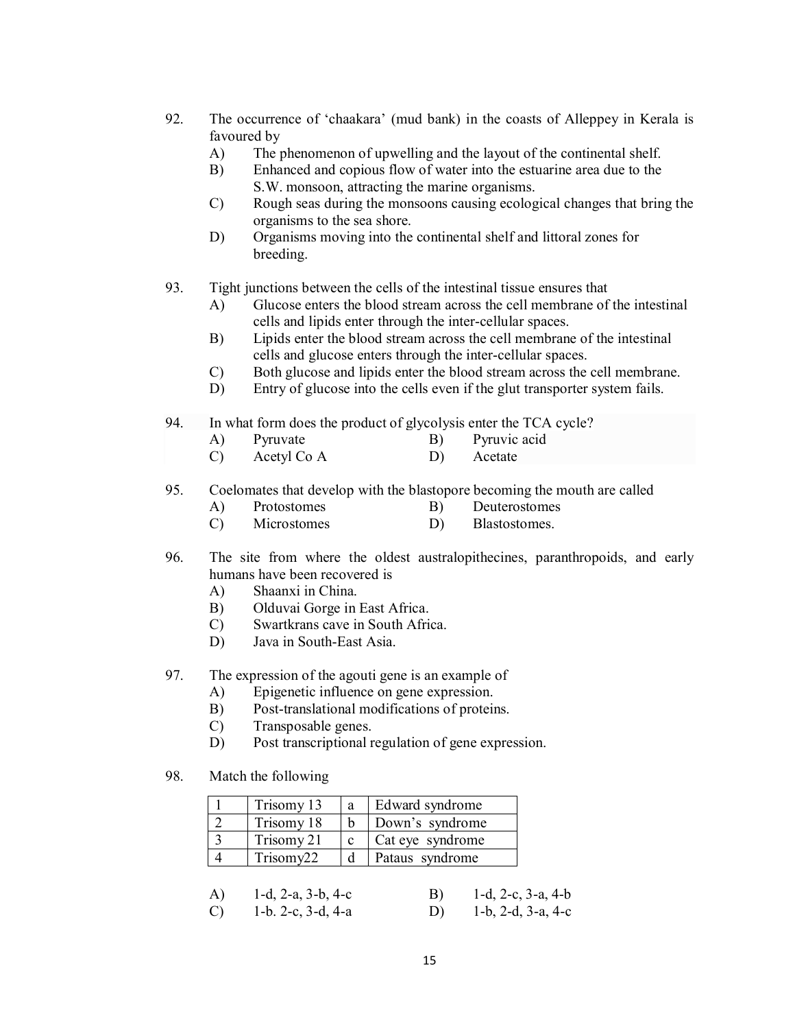92. The occurrence of 'chaakara' (mud bank) in the coasts of Alleppey in Kerala is favoured by
   - A) The phenomenon of upwelling and the layout of the continental shelf.
   - B) Enhanced and copious flow of water into the estuarine area due to the S.W. monsoon, attracting the marine organisms.
   - C) Rough seas during the monsoons causing ecological changes that bring the organisms to the sea shore.
   - D) Organisms moving into the continental shelf and littoral zones for breeding.

93. Tight junctions between the cells of the intestinal tissue ensures that
   - A) Glucose enters the blood stream across the cell membrane of the intestinal cells and lipids enter through the inter-cellular spaces.
   - B) Lipids enter the blood stream across the cell membrane of the intestinal cells and glucose enters through the inter-cellular spaces.
   - C) Both glucose and lipids enter the blood stream across the cell membrane.
   - D) Entry of glucose into the cells even if the glut transporter system fails.

94. In what form does the product of glycolysis enter the TCA cycle?
   - A) Pyruvate
   - B) Pyruvic acid
   - C) Acetyl Co A
   - D) Acetate

95. Coelomates that develop with the blastopore becoming the mouth are called
   - A) Protostomes
   - B) Deuterostomes
   - C) Microstomes
   - D) Blastostomes.

96. The site from where the oldest australopithecines, paranthropoids, and early humans have been recovered is
   - A) Shaanxi in China.
   - B) Olduvai Gorge in East Africa.
   - C) Swartkrans cave in South Africa.
   - D) Java in South-East Asia.

97. The expression of the agouti gene is an example of
   - A) Epigenetic influence on gene expression.
   - B) Post-translational modifications of proteins.
   - C) Transposable genes.
   - D) Post transcriptional regulation of gene expression.

98. Match the following

| 1 | Trisomy 13 | a | Edward syndrome |
|---|---|---|---|
| 2 | Trisomy 18 | b | Down's syndrome |
| 3 | Trisomy 21 | c | Cat eye syndrome |
| 4 | Trisomy22 | d | Pataus syndrome |

   - A) 1-d, 2-a, 3-b, 4-c
   - B) 1-d, 2-c, 3-a, 4-b
   - C) 1-b. 2-c, 3-d, 4-a
   - D) 1-b, 2-d, 3-a, 4-c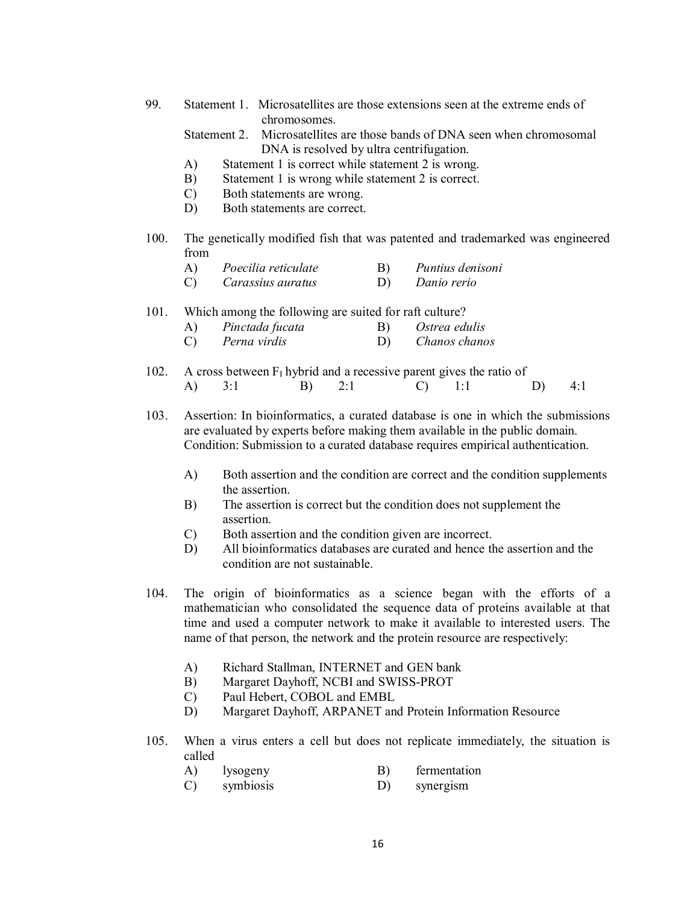99. Statement 1. Microsatellites are those extensions seen at the extreme ends of chromosomes.

    Statement 2. Microsatellites are those bands of DNA seen when chromosomal DNA is resolved by ultra centrifugation.

    A) Statement 1 is correct while statement 2 is wrong.
    B) Statement 1 is wrong while statement 2 is correct.
    C) Both statements are wrong.
    D) Both statements are correct.

100. The genetically modified fish that was patented and trademarked was engineered from

    A) *Poecilia reticulate* B) *Puntius denisoni*
    C) *Carassius auratus* D) *Danio rerio*

101. Which among the following are suited for raft culture?

    A) *Pinctada fucata* B) *Ostrea edulis*
    C) *Perna virdis* D) *Chanos chanos*

102. A cross between $F_I$ hybrid and a recessive parent gives the ratio of

    A) 3:1 B) 2:1 C) 1:1 D) 4:1

103. Assertion: In bioinformatics, a curated database is one in which the submissions are evaluated by experts before making them available in the public domain.
    Condition: Submission to a curated database requires empirical authentication.

    A) Both assertion and the condition are correct and the condition supplements the assertion.
    B) The assertion is correct but the condition does not supplement the assertion.
    C) Both assertion and the condition given are incorrect.
    D) All bioinformatics databases are curated and hence the assertion and the condition are not sustainable.

104. The origin of bioinformatics as a science began with the efforts of a mathematician who consolidated the sequence data of proteins available at that time and used a computer network to make it available to interested users. The name of that person, the network and the protein resource are respectively:

    A) Richard Stallman, INTERNET and GEN bank
    B) Margaret Dayhoff, NCBI and SWISS-PROT
    C) Paul Hebert, COBOL and EMBL
    D) Margaret Dayhoff, ARPANET and Protein Information Resource

105. When a virus enters a cell but does not replicate immediately, the situation is called

    A) lysogeny B) fermentation
    C) symbiosis D) synergism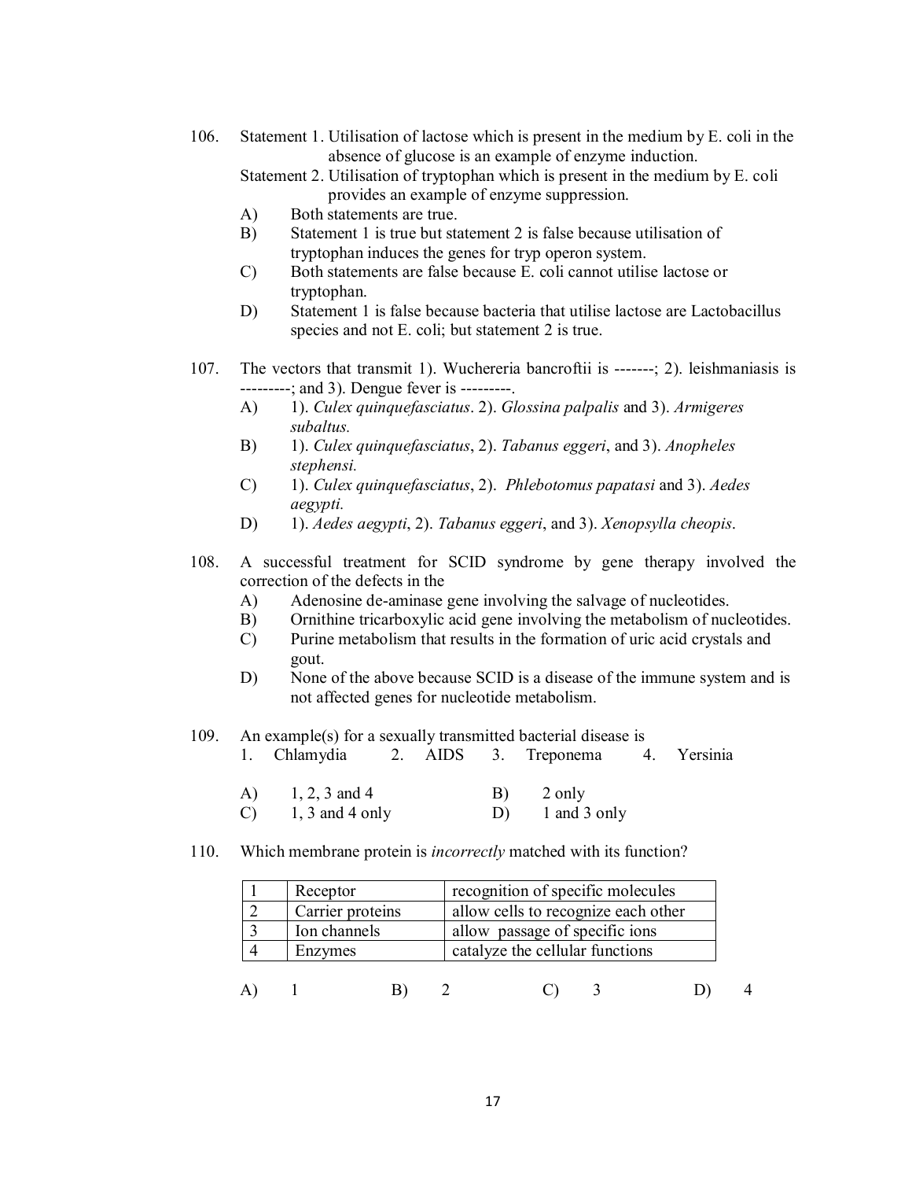106. Statement 1. Utilisation of lactose which is present in the medium by E. coli in the absence of glucose is an example of enzyme induction.

Statement 2. Utilisation of tryptophan which is present in the medium by E. coli provides an example of enzyme suppression.

A) Both statements are true.
B) Statement 1 is true but statement 2 is false because utilisation of tryptophan induces the genes for tryp operon system.
C) Both statements are false because E. coli cannot utilise lactose or tryptophan.
D) Statement 1 is false because bacteria that utilise lactose are Lactobacillus species and not E. coli; but statement 2 is true.

107. The vectors that transmit 1). Wuchereria bancroftii is -------; 2). leishmaniasis is ---------; and 3). Dengue fever is ---------.

A) 1). *Culex quinquefasciatus*. 2). *Glossina palpalis* and 3). *Armigeres subaltus.*
B) 1). *Culex quinquefasciatus*, 2). *Tabanus eggeri*, and 3). *Anopheles stephensi.*
C) 1). *Culex quinquefasciatus*, 2). *Phlebotomus papatasi* and 3). *Aedes aegypti.*
D) 1). *Aedes aegypti*, 2). *Tabanus eggeri*, and 3). *Xenopsylla cheopis*.

108. A successful treatment for SCID syndrome by gene therapy involved the correction of the defects in the

A) Adenosine de-aminase gene involving the salvage of nucleotides.
B) Ornithine tricarboxylic acid gene involving the metabolism of nucleotides.
C) Purine metabolism that results in the formation of uric acid crystals and gout.
D) None of the above because SCID is a disease of the immune system and is not affected genes for nucleotide metabolism.

109. An example(s) for a sexually transmitted bacterial disease is

1. Chlamydia 2. AIDS 3. Treponema 4. Yersinia

A) 1, 2, 3 and 4
B) 2 only
C) 1, 3 and 4 only
D) 1 and 3 only

110. Which membrane protein is *incorrectly* matched with its function?

| | | |
|---|---|---|
| 1 | Receptor | recognition of specific molecules |
| 2 | Carrier proteins | allow cells to recognize each other |
| 3 | Ion channels | allow passage of specific ions |
| 4 | Enzymes | catalyze the cellular functions |

A) 1 B) 2 C) 3 D) 4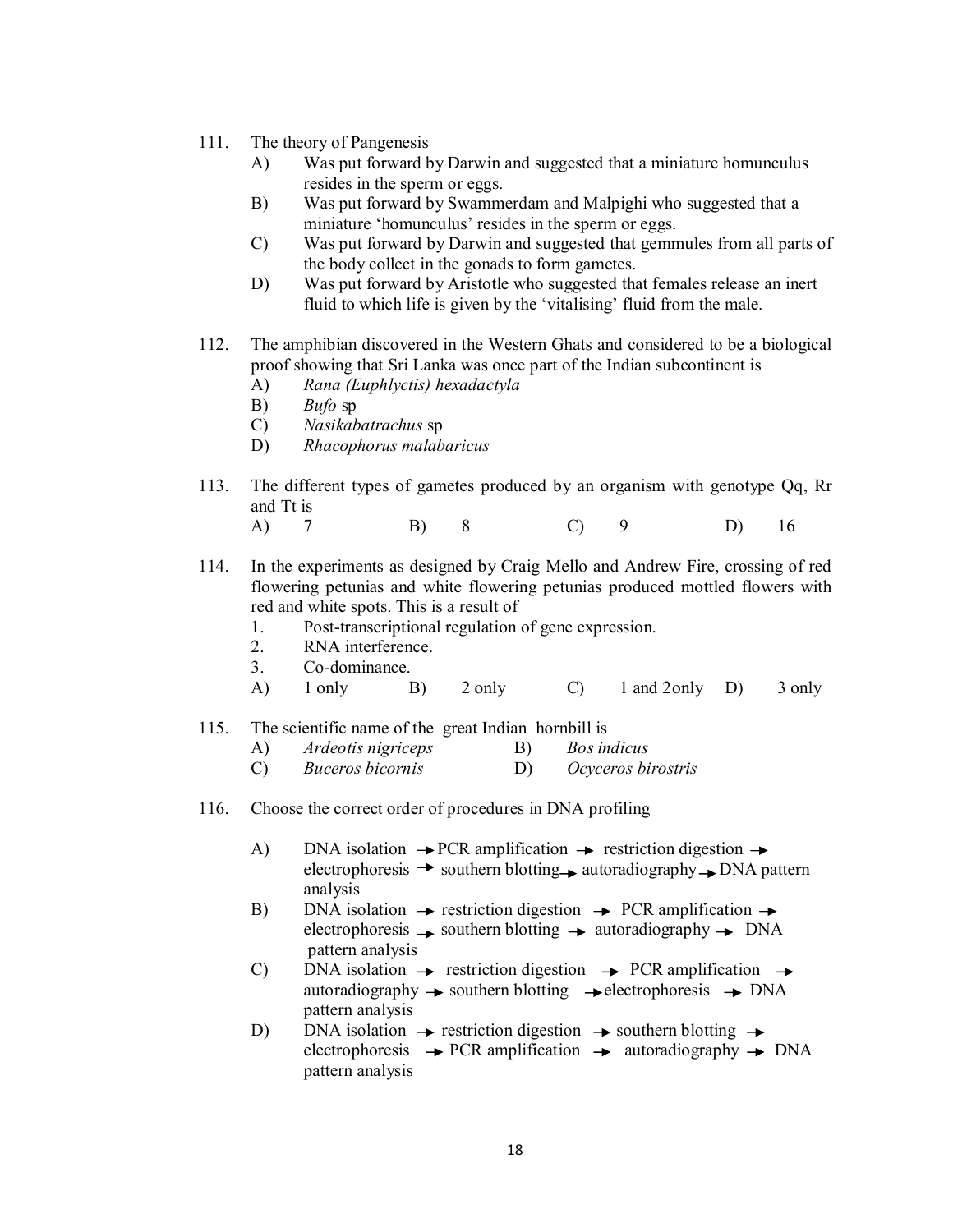111. The theory of Pangenesis

A) Was put forward by Darwin and suggested that a miniature homunculus resides in the sperm or eggs.

B) Was put forward by Swammerdam and Malpighi who suggested that a miniature 'homunculus' resides in the sperm or eggs.

C) Was put forward by Darwin and suggested that gemmules from all parts of the body collect in the gonads to form gametes.

D) Was put forward by Aristotle who suggested that females release an inert fluid to which life is given by the 'vitalising' fluid from the male.

112. The amphibian discovered in the Western Ghats and considered to be a biological proof showing that Sri Lanka was once part of the Indian subcontinent is

A) *Rana (Euphlyctis) hexadactyla*

B) *Bufo* sp

C) *Nasikabatrachus* sp

D) *Rhacophorus malabaricus*

113. The different types of gametes produced by an organism with genotype Qq, Rr and Tt is

A) 7 B) 8 C) 9 D) 16

114. In the experiments as designed by Craig Mello and Andrew Fire, crossing of red flowering petunias and white flowering petunias produced mottled flowers with red and white spots. This is a result of

1. Post-transcriptional regulation of gene expression.
2. RNA interference.
3. Co-dominance.

A) 1 only B) 2 only C) 1 and 2only D) 3 only

115. The scientific name of the great Indian hornbill is

A) *Ardeotis nigriceps* B) *Bos indicus*

C) *Buceros bicornis* D) *Ocyceros birostris*

116. Choose the correct order of procedures in DNA profiling

A) DNA isolation → PCR amplification → restriction digestion → electrophoresis → southern blotting → autoradiography → DNA pattern analysis

B) DNA isolation → restriction digestion → PCR amplification → electrophoresis → southern blotting → autoradiography → DNA pattern analysis

C) DNA isolation → restriction digestion → PCR amplification → autoradiography → southern blotting → electrophoresis → DNA pattern analysis

D) DNA isolation → restriction digestion → southern blotting → electrophoresis → PCR amplification → autoradiography → DNA pattern analysis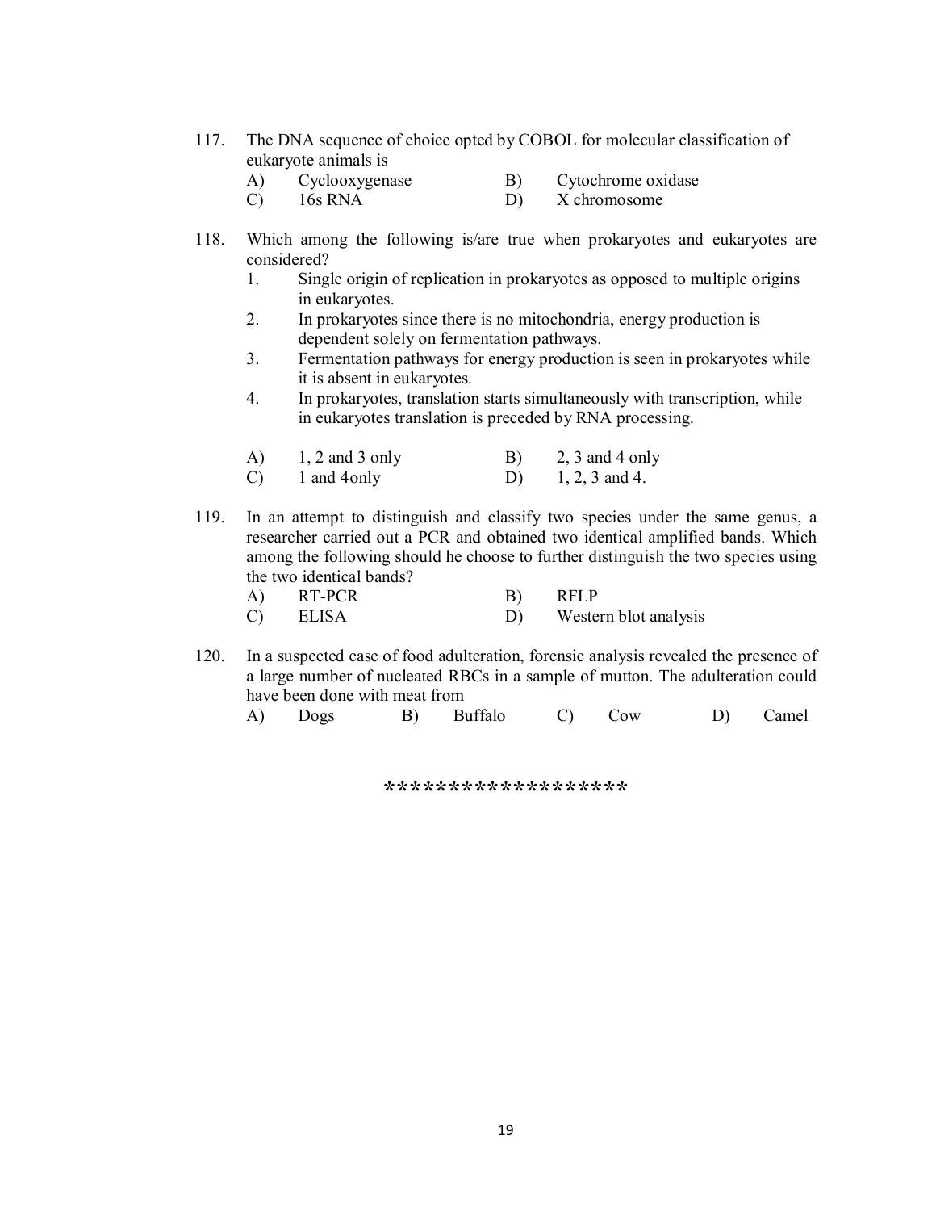117. The DNA sequence of choice opted by COBOL for molecular classification of eukaryote animals is

A) Cyclooxygenase  B) Cytochrome oxidase
C) 16s RNA  D) X chromosome

118. Which among the following is/are true when prokaryotes and eukaryotes are considered?

1. Single origin of replication in prokaryotes as opposed to multiple origins in eukaryotes.
2. In prokaryotes since there is no mitochondria, energy production is dependent solely on fermentation pathways.
3. Fermentation pathways for energy production is seen in prokaryotes while it is absent in eukaryotes.
4. In prokaryotes, translation starts simultaneously with transcription, while in eukaryotes translation is preceded by RNA processing.

A) 1, 2 and 3 only  B) 2, 3 and 4 only
C) 1 and 4only  D) 1, 2, 3 and 4.

119. In an attempt to distinguish and classify two species under the same genus, a researcher carried out a PCR and obtained two identical amplified bands. Which among the following should he choose to further distinguish the two species using the two identical bands?

A) RT-PCR  B) RFLP
C) ELISA  D) Western blot analysis

120. In a suspected case of food adulteration, forensic analysis revealed the presence of a large number of nucleated RBCs in a sample of mutton. The adulteration could have been done with meat from

A) Dogs  B) Buffalo  C) Cow  D) Camel

*******************